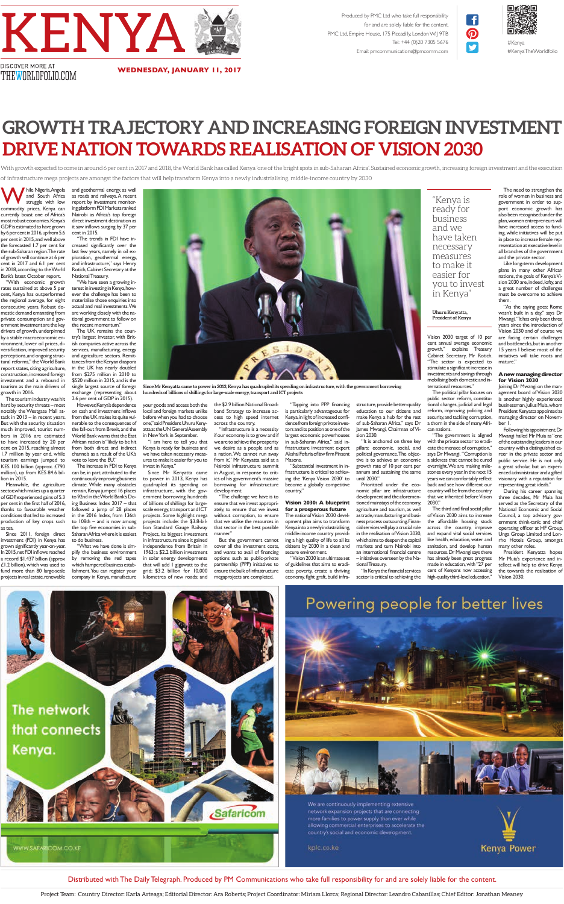# KENYA

DISCOVER MORE AT THEWORLDFOLIO.COM

**WEDNESDAY, JANUARY 11, 2017**

Produced by PMC Ltd who take full responsibility for and are solely liable for the content.
PMC Ltd, Empire House, 175 Piccadilly, London WIJ 9TB
Tel: +44 (0)20 7305 5676
Email: pmcommunications@pmcomm.com

#Kenya
#KenyaTheWorldfolio

# GROWTH TRAJECTORY AND INCREASING FOREIGN INVESTMENT DRIVE NATION TOWARDS REALISATION OF VISION 2030

With growth expected to come in around 6 per cent in 2017 and 2018, the World Bank has called Kenya 'one of the bright spots in sub-Saharan Africa'. Sustained economic growth, increasing foreign investment and the execution of infrastructure mega projects are amongst the factors that will help transform Kenya into a newly industrialising, middle-income country by 2030

While Nigeria, Angola and South Africa struggle with low commodity prices, Kenya can currently boast one of Africa's most robust economies. Kenya's GDP is estimated to have grown by 6 per cent in 2016, up from 5.6 per cent in 2015, and well above the forecasted 1.7 per cent for the sub-Saharan region. The rate of growth will continue at 6 per cent in 2017 and 6.1 per cent in 2018, according to the World Bank's latest October report.

"With economic growth rates sustained at above 5 per cent, Kenya has outperformed the regional average, for eight consecutive years. Robust domestic demand emanating from private consumption and government investment are the key drivers of growth, underpinned by a stable macroeconomic environment, lower oil prices, diversification, improved security perceptions, and ongoing structural reforms," the World Bank report states, citing agriculture, construction, increased foreign investment and a rebound in tourism as the main drivers of growth in 2016.

The tourism industry was hit hard by security threats – most notably the Westgate Mall attack in 2013 – in recent years. But with the security situation much improved, tourist numbers in 2016 are estimated to have increased by 20 per cent on 2015, reaching almost 1.7 million by year end, while tourism earnings jumped to KES 100 billion (approx. £790 million), up from KES 84.6 billion in 2015.

Meanwhile, the agriculture sector, which makes up a quarter of GDP, experienced gains of 5.3 per cent in the first half of 2016, thanks to favourable weather conditions that led to increased production of key crops such as tea.

Since 2011, foreign direct investment (FDI) in Kenya has grown significantly year-on-year. In 2015, net FDI inflows reached a record $1.437 billion (approx £1.2 billion), which was used to fund more than 80 large-scale projects in real estate, renewable and geothermal energy, as well as roads and railways. A recent report by investment monitoring platform FDI Markets ranked Nairobi as Africa's top foreign direct investment destination as it saw inflows surging by 37 per cent in 2015.

"The trends in FDI have increased significantly over the last few years, namely in oil exploration, geothermal energy, and infrastructure," says Henry Rotich, Cabinet Secretary at the National Treasury.

"We have seen a growing interest in investing in Kenya, however the challenge has been to materialise those enquiries into actual and real investments. We are working closely with the national government to follow on the recent momentum."

The UK remains the country's largest investor, with British companies active across the services, manufacturing, energy and agriculture sectors. Remittances from the Kenyan diaspora in the UK has nearly doubled from $275 million in 2010 to $520 million in 2015, and is the single largest source of foreign exchange (representing about 2.6 per cent of GDP in 2015).

However, Kenya's dependence on cash and investment inflows from the UK makes it quite vulnerable to the consequences of the fall-out from Brexit, and the World Bank warns that the East African nation is "likely to be hit from both direct and indirect channels as a result of the UK's vote to leave the EU."

The increase in FDI to Kenya can be, in part, attributed to the continuously improving business climate. While many obstacles remain, Kenya jumped 16 places to 92nd in the World Bank's Doing Business Index 2017 – that followed a jump of 28 places in the 2016 Index, from 136th to 108th – and is now among the top five economies in sub-Saharan Africa where it is easiest to do business.

"What we have done is simplify the business environment by removing the red tapes which hampered business establishment. You can register your company in Kenya, manufacture your goods and access both the local and foreign markets unlike before when you had to choose one," said President Uhuru Kenyatta at the UN General Assembly in New York in September.

"I am here to tell you that Kenya is ready for business and we have taken necessary measures to make it easier for you to invest in Kenya."

Since Mr Kenyatta came to power in 2013, Kenya has quadrupled its spending on infrastructure, with the government borrowing hundreds of billions of shillings for large-scale energy, transport and ICT projects. Some highlight mega projects include: the $3.8-billion Standard Gauge Railway Project, its biggest investment in infrastructure since it gained independence from Britain in 1963; a $2.2 billion investment in solar energy developments that will add 1 gigawatt to the grid; $3.2 billion for 10,000 kilometres of new roads; and the $2.9 billion National Broadband Strategy to increase access to high speed internet across the country.

"Infrastructure is a necessity if our economy is to grow and if we are to achieve the prosperity we desire as a people and as a nation. We cannot run away from it," Mr Kenyatta said at a Nairobi infrastructure summit in August, in response to critics of his government's massive borrowing for infrastructure development.

"The challenge we have is to ensure that we invest appropriately, to ensure that we invest without corruption, to ensure that we utilise the resources in that sector in the best possible manner."

But the government cannot cover all the investment costs, and wants to avail of financing options such as public-private partnership (PPP) initiatives to ensure the bulk of infrastructure megaprojects are completed.

"Tapping into PPP financing is particularly advantageous for Kenya, in light of increased confidence from foreign private investors and its position as one of the largest economic powerhouses in sub-Saharan Africa," said infrastructure investment expert Akshai Fofaria of law firm Pinsent Masons.

"Substantial investment in infrastructure is critical to achieving the 'Kenya Vision 2030' to become a globally competitive country."

Since Mr Kenyatta came to power in 2013, Kenya has quadrupled its spending on infrastructure, with the government borrowing hundreds of billions of shillings for large-scale energy, transport and ICT projects

> "Kenya is ready for business and we have taken necessary measures to make it easier for you to invest in Kenya"
>
> **Uhuru Kenyatta, President of Kenya**

### Vision 2030: A blueprint for a prosperous future

The national Vision 2030 development plan aims to transform Kenya into a newly industrialising, middle-income country providing a high quality of life to all its citizens by 2030 in a clean and secure environment.

"Vision 2030 is an ultimate set of guidelines that aims to eradicate poverty, create a thriving economy, fight graft, build infrastructure, provide better-quality education to our citizens and make Kenya a hub for the rest of sub-Saharan Africa," says Dr James Mwangi, Chairman of Vision 2030.

"It is anchored on three key pillars: economic, social, and political governance. The objective is to achieve an economic growth rate of 10 per cent per annum and sustaining the same until 2030."

Prioritised under the economic pillar are infrastructure development and the aforementioned mainstays of the economy, agriculture and tourism, as well as trade, manufacturing and business process outsourcing. Financial services will play a crucial role in the realisation of Vision 2030, which aims to deepen the capital markets and turn Nairobi into an international financial centre – initiatives overseen by the National Treasury.

"In Kenya the financial services sector is critical to achieving the Vision 2030 target of 10 per cent annual average economic growth," explains Treasury Cabinet Secretary, Mr Rotich. "The sector is expected to stimulate a significant increase in investments and savings through mobilising both domestic and international resources."

The political pillar focuses on public sector reform, constitutional changes, judicial and legal reform, improving policing and security, and tackling corruption, a thorn in the side of many African nations.

"The government is aligned with the private sector to eradicate the menace of corruption," says Dr Mwangi. "Corruption is a sickness that cannot be cured overnight. We are making milestones every year. In the next 15 years we can comfortably reflect back and see how different our country will be from the country that we inherited before Vision 2030."

The third and final social pillar of Vision 2030 aims to increase the affordable housing stock across the country, improve and expand vital social services like health, education, water and sanitation, and develop human resources. Dr Mwangi says there has already been great progress made in education, with "27 per cent of Kenyans now accessing high-quality third-level education."

The need to strengthen the role of women in business and government in order to support economic growth has also been recognised: under the plan, women entrepreneurs will have increased access to funding, while initiatives will be put in place to increase female representation at executive level in all branches of the government and the private sector.

Like long-term development plans in many other African nations, the goals of Kenya's Vision 2030 are, indeed, lofty, and a great number of challenges must be overcome to achieve them.

"As the saying goes: Rome wasn't built in a day," says Dr Mwangi. "It has only been three years since the introduction of Vision 2030 and of course we are facing certain challenges and bottlenecks, but in another 15 years I believe most of the initiatives will take roots and mature."

### A new managing director for Vision 2030

Joining Dr Mwangi on the management board of Vision 2030 is another highly experienced businessman, Julius Muia, whom President Kenyatta appointed as managing director on November 1.

Following his appointment, Dr Mwangi hailed Mr Muia as "one of the outstanding leaders in our country with a distinguished career in the private sector and public service. He is not only a great scholar, but an experienced administrator and a gifted visionary with a reputation for representing great ideals."

During his career spanning three decades, Mr Muia has served as the Secretary of the National Economic and Social Council, a top advisory government think-tank; and chief operating officer at HF Group, Unga Group Limited and Lonrho Hotels Group, amongst many other roles.

President Kenyatta hopes Mr Muia's experience and intellect will help to drive Kenya the towards the realisation of Vision 2030.

The network that connects Kenya.

Safaricom
WWW.SAFARICOM.CO.KE

Powering people for better lives

We are continuously implementing extensive network expansion projects that are connecting more families to power supply than ever while allowing commercial enterprises to accelerate the country's social and economic development.

kplc.co.ke

Kenya Power

Distributed with The Daily Telegraph. Produced by PM Communications who take full responsibility for and are solely liable for the content.

Project Team: Country Director: Karla Arteaga; Editorial Director: Ara Roberts; Project Coordinator: Miriam Llorca; Regional Director: Leandro Cabanillas; Chief Editor: Jonathan Meaney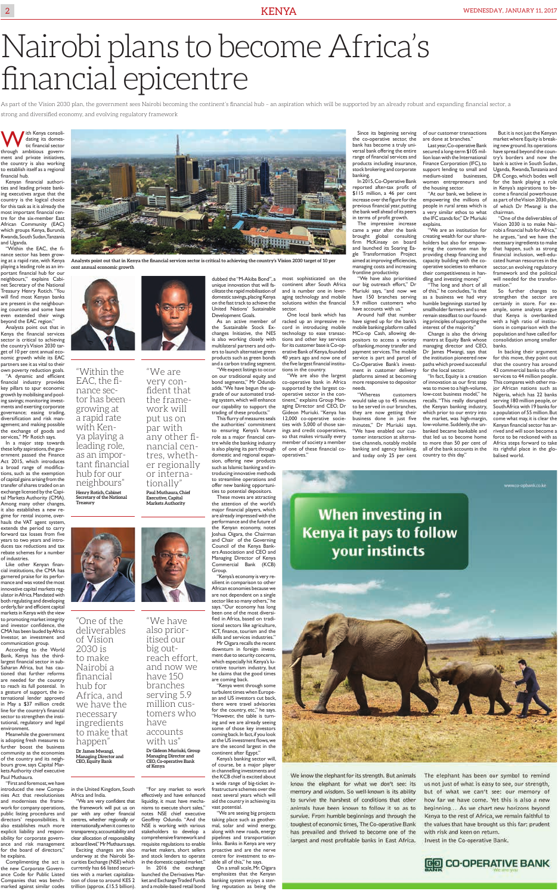# Nairobi plans to become Africa's financial epicentre

As part of the Vision 2030 plan, the government sees Nairobi becoming the continent's financial hub – an aspiration which will be supported by an already robust and expanding financial sector, a strong and diversified economy, and evolving regulatory framework

With Kenya consolidating its domestic financial sector through ambitious government and private initiatives, the country is also working to establish itself as a regional financial hub.

Kenyan financial authorities and leading private banking executives argue that the country is the logical choice for this task as it is already the most important financial centre for the six-member East African Community (EAC) which groups Kenya, Burundi, Rwanda, South Sudan, Tanzania and Uganda.

"Within the EAC, the finance sector has been growing at a rapid rate, with Kenya playing a leading role as an important financial hub for our neighbours," explains Cabinet Secretary of the National Treasury Henry Rotich. "You will find most Kenyan banks are present in the neighbouring countries and some have even extended their wings beyond the EAC region."

Analysts point out that in Kenya the financial services sector is critical to achieving the country's Vision 2030 target of 10 per cent annual economic growth while its EAC partners see it as vital to their own poverty reduction goals.

"A dynamic and efficient financial industry provides key pillars to spur economic growth by mobilising and pooling savings; monitoring investments and exerting corporate governance; easing trading, diversification and risk management; and making possible the exchange of goods and services," Mr Rotich says.

In a major step towards these lofty aspirations, the government passed the Finance Act 2015, which introduces a broad range of modifications, such as the exemption of capital gains arising from the transfer of shares traded on an exchange licensed by the Capital Markets Authority (CMA). Among many other changes, it also establishes a new regime for rental income, overhauls the VAT agent system, extends the period to carry forward tax losses from five years to two years and introduces tax reductions and tax rebate schemes for a number of industries.

Like other Kenyan financial institutions, the CMA has garnered praise for its performance and was voted the most innovative capital markets regulator in Africa. Mandated with both regulating and developing orderly, fair and efficient capital markets in Kenya with the view to promoting market integrity and investor confidence, the CMA has been lauded by Africa Investor, an investment and communication group.

According to the World Bank, Kenya has the third-largest financial sector in sub-Saharan Africa, but has cautioned that further reforms are needed for the country to reach its full potential. In a gesture of support, the international lender approved in May a $37 million credit line for the country's financial sector to strengthen the institutional, regulatory and legal environment.

Meanwhile the government is adopting fresh measures to further boost the business community as the economies of the country and its neighbours grow, says Capital Markets Authority chief executive Paul Muthaura.

"First and foremost, we have introduced the new Companies Act that revolutionises and modernises the framework for company operations, public listing procedures and directors' responsibilities. It also establishes much more explicit liability and responsibility for corporate governance and risk management for the board of directors," he explains.

Complimenting the act is the new Corporate Governance Code for Public Listed Companies that was benchmarked against similar codes in the United Kingdom, South Africa and India.

"We are very confident that the framework will put us on par with any other financial centres, whether regionally or internationally, when it comes to transparency, accountability and clear allocation of responsibility at board level," Mr Muthaura says.

Exciting changes are also underway at the Nairobi Securities Exchange (NSE) which currently has 66 listed securities with a market capitalization of close to around KES 2 trillion (approx. £15.5 billion).

"For any market to work effectively and have enhanced liquidity, it must have mechanisms to execute short sales," notes NSE chief executive Geoffrey Odundo. "And the NSE is working with various stakeholders to develop a comprehensive framework and requisite regulations to enable market makers, short sellers and stock lenders to operate in the domestic capital market."

In 2016 the exchange launched the Derivatives Market and Exchange Traded Funds and a mobile-based retail bond dubbed the "M-Akiba Bond", a unique innovation that will facilitate the rapid mobilisation of domestic savings, placing Kenya on the fast track to achieve the United Nations' Sustainable Development Goals.

As an active member of the Sustainable Stock Exchanges Initiative, the NSE is also working closely with multilateral partners and others to launch alternative green products such as green bonds and a carbon trading segment.

"We expect listings to occur on our traditional equity and bond segments," Mr Odundo adds. "We have begun the upgrade of our automated trading system, which will enhance our capability to support the trading of these products."

This flurry of measures seals the authorities' commitment to ensuring Kenya's future role as a major financial centre while the banking industry is also playing its part through domestic and regional expansion, offering new products such as Islamic banking and introducing innovative methods to streamline operations and offer new banking opportunities to potential depositors.

These moves are attracting the attention of the world's major financial players, which are already impressed with the performance and the future of the Kenyan economy, notes Joshua Oigara, the Chairman and Chair of the Governing Council of the Kenya Bankers Association and CEO and Managing Director of Kenya Commercial Bank (KCB) Group.

"Kenya's economy is very resilient in comparison to other African economies because we are not dependent on a single sector like so many others," he says. "Our economy has long been one of the most diversified in Africa, based on traditional sectors like agriculture, ICT, finance, tourism and the skills and services industries."

Mr Oigara recalls the recent downturn in foreign investment due to security concerns, which especially hit Kenya's lucrative tourism industry, but he claims that the good times are coming back.

"Kenya went through some turbulent times when European and US investors cut back, there were travel advisories for the country, etc," he says. "However, the table is turning and we are already seeing some of those key investors coming back. In fact, if you look at the US investment flows, we are the second largest in the continent after Egypt."

Kenya's banking sector will, of course, be a major player in channelling investments and the KCB chief is excited about a wide range of big-ticket infrastructure schemes over the next several years which will aid the country in achieving its vast potential.

"We are seeing big projects taking place such as geothermal, solar and wind energy, along with new roads, energy pipelines and transportation links. Banks in Kenya are very proactive and are the nerve centre for investment to enable all of this," he says.

On a small scale, Mr Oigara emphasizes that the Kenyan banking system enjoys a sterling reputation as being the most sophisticated on the continent after South Africa and is number one in leveraging technology and mobile solutions within the financial sector.

One local bank which has racked up an impressive record in introducing mobile technology to ease transactions and other key services for its customer base is Co-operative Bank of Kenya, founded 40 years ago and now one of the five largest financial institutions in the country.

"We are also the largest co-operative bank in Africa supported by the largest co-operative sector in the continent," explains Group Managing Director and CEO, Dr Gideon Muriuki. "Kenya has 12,000 co-operative societies with 5,000 of those savings and credit cooperatives, so that makes virtually every member of society a member of one of these financial co-operatives."

Since its beginning serving the co-operative sector, the bank has become a truly universal bank offering the entire range of financial services and products including insurance, stock brokerage and corporate banking.

In 2015, Co-Operative Bank reported after-tax profit of $115 million, a 46 per cent increase over the figure for the previous financial year, putting the bank well ahead of its peers in terms of profit growth.

The impressive increase came a year after the bank brought global consulting firm McKinsey on board and launched its Soaring Eagle Transformation Project aimed at improving efficiencies, managing costs and increasing frontline productivity.

"We have also prioritised our big outreach effort," Dr Muriuki says, "and now we have 150 branches serving 5.9 million customers who have accounts with us."

Around half that number have signed up for the bank's mobile banking platform called MCo-op Cash, allowing depositors to access a variety of banking, money transfer and payment services. The mobile service is part and parcel of Co-operative Bank's investment in customer delivery platforms aimed at becoming more responsive to depositor needs.

"Whereas customers would take up to 45 minutes to be served in our branches, they are now getting their business done in just five minutes," Dr Muriuki says. "We have enabled our customer interaction at alternative channels, notably mobile banking and agency banking, and today only 25 per cent of our customer transactions are done at branches."

Last year, Co-operative Bank secured a long-term $105 million loan with the International Finance Corporation (IFC), to support lending to small and medium-sized businesses, women entrepreneurs and the housing sector.

"At our bank, we believe in empowering the millions of people in rural areas which is a very similar ethos to what the IFC stands for," Dr Muriuki explains.

"We are an institution for creating wealth for our shareholders but also for empowering the common man by providing cheap financing and capacity building with the co-operative societies to enhance their competitiveness in handling and investing money."

"The long and short of all of this," he concludes, "is that as a business we had very humble beginnings started by smallholder farmers and so we remain steadfast to our founding principles of supporting the interest of the majority."

Change is also the driving mantra at Equity Bank whose managing director and CEO, Dr James Mwangi, says that the institution pioneered new paths which proved successful for the local sector.

"In fact, Equity is a creation of innovation as our first step was to move to a high-volume, low-cost business model," he recalls. "This really disrupted the Kenyan banking industry, which prior to our entry into the market, was high-margin, low-volume. Suddenly, the unbanked became bankable and that led us to become home to more than 50 per cent of all of the bank accounts in the country to this day."

But it is not just the Kenyan market where Equity is breaking new ground. Its operations have spread beyond the country's borders and now the bank is active in South Sudan, Uganda, Rwanda, Tanzania and DR Congo, which bodes well for the bank playing a role in Kenya's aspirations to become a financial powerhouse as part of the Vision 2030 plan, of which Dr Mwangi is the chairman.

"One of the deliverables of Vision 2030 is to make Nairobi a financial hub for Africa," he argues, "and we have the necessary ingredients to make that happen, such as strong financial inclusion, well-educated human resources in the sector, an evolving regulatory framework and the political will needed for the transformation."

So further changes to strengthen the sector are certainly in store. For example, some analysts argue that Kenya is overbanked with a high ratio of institutions in comparison with the population and have called for consolidation among smaller banks.

In backing their argument for this move, they point out that the country has around 43 commercial banks to offer services to 44 million people. This compares with other major African nations such as Nigeria, which has 22 banks serving 180 million people, or South Africa with 19 banks for a population of 55 million. But come what may, it is clear the Kenyan financial sector has arrived and will soon become a force to be reckoned with as Africa steps forward to take its rightful place in the globalised world.

Analysts point out that in Kenya the financial services sector is critical to achieving the country's Vision 2030 target of 10 per cent annual economic growth

> "Within the EAC, the finance sector has been growing at a rapid rate with Kenya playing a leading role, as an important financial hub for our neighbours"
>
> **Henry Rotich, Cabinet Secretary of the National Treasury**

> "We are very confident that the framework will put us on par with any other financial centres, whether regionally or internationally"
>
> **Paul Muthaura, Chief Executive, Capital Markets Authority**

> "One of the deliverables of Vision 2030 is to make Nairobi a financial hub for Africa, and we have the necessary ingredients to make that happen"
>
> **Dr James Mwangi, Managing Director and CEO, Equity Bank**

> "We have also prioritised our big outreach effort, and now we have 150 branches serving 5.9 million customers who have accounts with us"
>
> **Dr Gideon Muriuki, Group Managing Director and CEO, Co-operative Bank of Kenya**

www.co-opbank.co.ke

**When investing in Kenya it pays to follow your instincts**

We know the elephant for its strength. But elephants know the elephant for what we don't see: its memory and wisdom. So well-known is its ability to survive the harshest of conditions that other animals have been known to follow it so as to survive. From humble beginnings and through the toughest of economic times, The Co-operative Bank has prevailed and thrived to become one of the largest and most profitable banks in East Africa.

The elephant has been our symbol to remind us not just of what is easy to see, our strength, but of what we can't see: our memory of how far we have come. Yet this is also a new beginning... As we chart new horizons beyond Kenya to the rest of Africa, we remain faithful to the values that have brought us this far: prudent with risk and keen on return.
Invest in the Co-operative Bank.

**CO-OPERATIVE BANK** We are you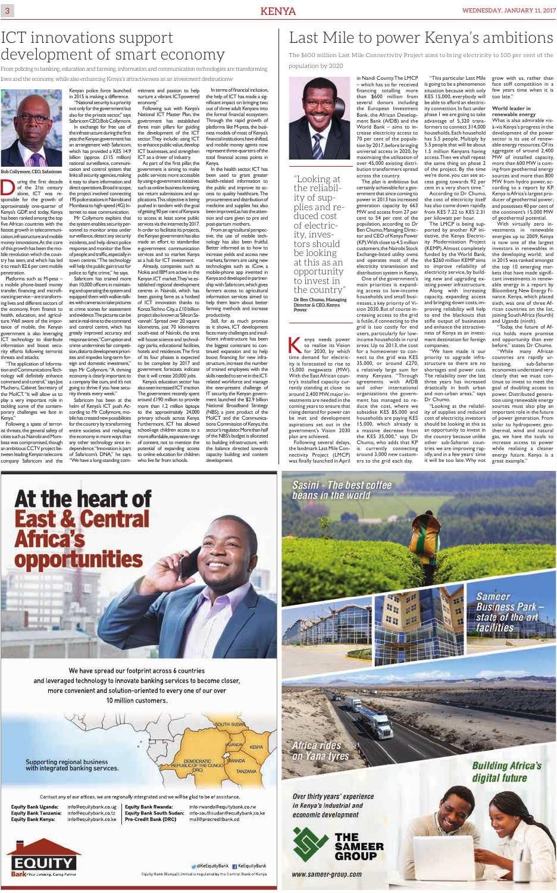# ICT innovations support development of smart economy

From policing to banking, education and farming, information and communication technologies are transforming lives and the economy, while also enhancing Kenya's attractiveness as an investment destination

Bob Collymore, CEO, Safaricom

During the first decade of the 21st century alone, ICT was responsible for the growth of approximately one-quarter of Kenya's GDP, and today, Kenya has been ranked among the top five African countries with the fastest growth in telecommunication, infrastructure and mobile money innovations. At the core of this growth has been the mobile revolution which the country has seen, and which has led it to reach 82.6 per cent mobile penetration.

Platforms such as M-pesa – a mobile phone-based money transfer, financing and microfinancing service – are transforming lives and different sectors of the economy, from finance to health, education, and agriculture. Well aware of the importance of mobile, the Kenyan government is also leveraging ICT technology to distribute information and boost security efforts following terrorist threats and attacks.

"The application of Information and Communications Technology will definitely enhance command and control," says Joe Mucheru, Cabinet Secretary of the MoICT. "It will allow us to play a very important role in tackling some of the contemporary challenges we face in Kenya."

Following a spate of terrorist threats, the general safety of cities such as Nairobi and Mombasa was compromised, though an ambitious CCTV project between leading Kenyan telecoms company Safaricom and the Kenyan police force launched in 2015 is making a difference.

"National security is a priority not only for the government but also for the private sector," says Safaricom CEO, Bob Collymore.

In exchange for free use of the infrastructure during the first year, the Kenyan government has an arrangement with Safaricom, which has provided a KES 14.9 billion (approx. £115 million) national surveillance, communication and control system that links all security agencies, making it easy to share information and direct operations. Broad in scope, the project involved connecting 195 police stations in Nairobi and Mombasa to high-speed (4G) Internet to ease communication.

Mr Collymore explains that the system enables security personnel to monitor areas under surveillance, detect any security incidents, and help direct police response and monitor the flow of people and traffic, especially in town centres. "The technology will help the public gain trust for police to fight crime," he says.

Safaricom has trained more than 10,000 officers in maintaining and operating the system and equipped them with walkie-talkies with cameras to take pictures at crime scenes for assessment and evidence. The pictures can be sent in real-time to the command and control centre, which has greatly improved accuracy and response times. "Corruption and crime undermines fair competition, distorts development priorities and impedes long-term foreign and domestic investment," says Mr Collymore. "A thriving economy is clearly important to a company like ours, and it's not going to thrive if you have security threats every week."

Safaricom has been at the helm of Kenya's ICT push. According to Mr Collymore, mobile has created new possibilities for the country by transforming entire societies and reshaping the economy in more ways than any other technology since independence. "Innovation is part of Safaricom's DNA," he says. "We have a long-standing commitment and passion to help nurture a vibrant ICT-powered economy."

Following suit with Kenya's National ICT Master Plan, the government has established three main pillars for guiding the development of the ICT sector. They include: using ICT to enhance public value, develop ICT businesses, and strengthen ICT as a driver of industry.

As part of the first pillar, the government is aiming to make public services more accessible by using e-government initiatives such as online business licensing, tax return submissions and applications. This objective is being pushed in tandem with the goal of getting 90 per cent of Kenyans to access at least some public services via the internet by 2017. In order to facilitate its projects, the Kenyan government has also made an effort to standardise e-government communication services and to market Kenya as a hub for ICT investment.

Already, companies such as Nokia and IBM are active in the Kenyan ICT market. They've established regional development centres in Nairobi, which has been gaining fame as a hotbed of ICT innovation thanks to Konza Techno City, a £10 billion project also known as 'Silicon Savannah'. Spread over 20 square kilometres, just 70 kilometres south-east of Nairobi, the area will house science and technology parks, educational facilities, hotels and residences. The first of its four phases is expected to be complete by 2017 and that it will create 20,000 jobs.

Kenya's education sector has also seen increased ICT traction. The government recently spent around £190 million to provide more than 1.2 million laptops to the approximately 24,000 primary schools across Kenya. Furthermore, ICT has allowed school-age children access to a more affordable, expansive range of content, not to mention the potential of expanding access to quality education for children who live far from schools.

In terms of financial inclusion, the help of ICT has made a significant impact on bringing two out of three adult Kenyans into the formal financial ecosystem. Through the rapid growth of platforms like M-pesa, the business models of most of Kenya's financial institutions have shifted, and mobile money agents now represent three-quarters of the total financial access points in Kenya.

In the health sector, ICT has been used to grant greater health-related information to the public and improve its access to quality healthcare. The procurement and distribution of medicine and supplies has also been improved, as has the attention and care given to pre and post-partum mothers.

From an agricultural perspective, the use of mobile technology has also been fruitful. Better informed as to how to increase yields and access new markets, farmers are using new technologies such as iCow, a mobile-phone app invested in Kenya and developed in partnership with Safaricom, which gives farmers access to agricultural information services aimed to help them learn about better farming methods and increase productivity.

Still, for as much promise as it shows, ICT development faces many challenges and insufficient infrastructure has been the biggest constraint to continued expansion and to help boost financing for new infrastructure, increase the number of trained employees with the skills needed to serve in the ICT-related workforce and manage the ever-present challenge of IT security, the Kenyan government launched the $2.9 billion National Broadband Strategy (NBS); a joint product of the MoICT and the Communications Commission of Kenya, the sector's regulator. More than half of the NBS's budget is allocated to building infrastructure, with the balance directed towards capacity building and content development.

# Last Mile to power Kenya's ambitions

The $600 million Last Mile Connectivity Project aims to bring electricity to 100 per cent of the population by 2020

> "Looking at the reliability of supplies and reduced cost of electricity, investors should be looking at this as an opportunity to invest in the country"
>
> Dr Ben Chumo, Managing Director & CEO, Kenya Power

Kenya needs power to realise its Vision for 2030, by which time demand for electricity is forecasted to rise to 15,000 megawatts (MW). With the East African country's installed capacity currently standing at close to around 2,400 MW, major investments are needed in the coming years to ensure that rising demand for power can be met and development aspirations set out in the government's Vision 2030 plan are achieved.

Following several delays, the landmark Last Mile Connectivity Project (LMCP) was finally launched in April in Nandi County. The LMCP – which has so far received financing totalling more than $600 million from several donors including the European Investment Bank, the African Development Bank (AfDB) and the World Bank – aims to increase electricity access to 70 per cent of the population by 2017, before bringing universal access in 2020, by maximizing the utilization of over 45,000 existing distribution transformers spread across the country.

The plan is ambitious but certainly achievable for a government that since coming to power in 2013 has increased generation capacity by 663 MW and access from 27 per cent to 54 per cent of the population, according to Dr Ben Chumo, Managing Director and CEO of Kenya Power (KP). With close to 4.5 million customers, the Nairobi Stock Exchange-listed utility owns and operates most of the electricity transmission and distribution system in Kenya.

One of the government's main priorities is expanding access to low-income households and small businesses, a key priority of Vision 2030. But of course increasing access to the grid is futile, if connecting to the grid is too costly for end users, particularly for low-income households in rural areas. Up to 2013, the cost for a homeowner to connect to the grid was KES 35,000, or around £270, a relatively large sum for many Kenyans. "Through agreements with AfDB and other international organizations the government has managed to reduce the cost, where we subsidise KES 85,000 and households are paying KES 15,000, which already is a massive decrease from the KES 35,000," says Dr Chumo, who adds that KP is currently connecting around 3,000 new customers to the grid each day.

"This particular Last Mile is going to be a phenomenon situation because with only KES 15,000, everybody will be able to afford an electricity connection. In fact under phase I we are going to take advantage of 5,320 transformers to connect 314,000 households. Each household has 5.5 people. Multiply by the 5.5 people that will be about 1.5 million Kenyans having access. Then we shall repeat the same thing on phase 2 of the project. By the time we're done, you can see access going towards 92 per cent in a very short time."

According to Dr Chumo, the cost of electricity itself has also come down rapidly, from KES 7.22 to KES 2.31 per kilowatt per hour.

The LMCP is being supported by another KP initiative, the Kenya Electricity Modernisation Project (KEMP). Almost completely funded by the World Bank, the $260 million KEMP aims to improve reliability of electricity service, by building new and upgrading existing power infrastructure.

Along with increasing capacity, expanding access and bringing down costs, improving reliability will help to end the blackouts that stifle output of businesses and enhance the attractiveness of Kenya as an investment destination for foreign companies.

"We have made it our priority to upgrade infrastructure so there are no shortages and power cuts. The reliability over the last three years has increased drastically in both urban and non-urban areas," says Dr Chumo.

"Looking at the reliability of supplies and reduced cost of electricity, investors should be looking at this as an opportunity to invest in the country because unlike other sub-Saharan countries we are improving rapidly, and in a few years' time it will be too late. Why not grow with us, rather than face stiff competition in a few years time when it is too late."

### World leader in renewable energy

What is also admirable vis-à-vis Kenya's progress in the development of the power sector is its use of renewable energy resources. Of its aggregate of around 2,400 MW of installed capacity, more than 600 MW is coming from geothermal energy sources and more than 800 MW from hydro power, according to a report by KP. Kenya is Africa's largest producer of geothermal power; and possesses 40 per cent of the continent's 15,000 MW of geothermal potential.

With virtually zero investments in renewable energies up to 2009, Kenya is now one of the largest investors in renewables in the developing world; and in 2015 was ranked amongst the top 10 emerging markets that have made significant investments in renewable energy in a report by Bloomberg New Energy Finance. Kenya, which placed sixth, was one of three African countries on the list, joining South Africa (fourth) and Uganda (ninth).

"Today, the future of Africa holds more promise and opportunity than ever before," states Dr Chumo.

"While many African countries are rapidly urbanising, sub-Saharan economies understand very clearly that we must continue to invest to meet the goal of doubling access to power. Distributed generation using renewable energy sources must also play an important role in the future of power generation. From solar to hydropower, geothermal, wind and natural gas, we have the tools to increase access to power while realising a cleaner energy future. Kenya is a great example."

---

**At the heart of East & Central Africa's opportunities**

We have spread our footprint across 6 countries and leveraged technology to innovate banking services to become closer, more convenient and solution-oriented to every one of our over 10 million customers.

Supporting regional business with integrated banking services.

SOUTH SUDAN · UGANDA · KENYA · DEMOCRATIC REPUBLIC OF THE CONGO (DRC) · RWANDA · TANZANIA

Contact any of our offices, we are regionally integrated and we will be glad to be of assistance.

| | | | |
|---|---|---|---|
| **Equity Bank Uganda:** | info@equitybank.co.ug | **Equity Bank Rwanda:** | info-rwanda@equitybank.co.rw |
| **Equity Bank Tanzania:** | info@equitybank.co.tz | **Equity Bank South Sudan:** | info-southsudan@equitybank.co.ke |
| **Equity Bank Kenya:** | info@equitybank.co.ke | **Pro-Credit Bank (DRC)** | mail@procreditbank.cd |

EQUITY Bank – Your Listening, Caring Partner

@KeEquityBank · KeEquityBank

Equity Bank (Kenya) Limited is regulated by the Central Bank of Kenya

---

*Sasini - The best coffee beans in the world*

*Sameer Business Park – state of the art facilities*

*Africa rides on Yana tyres*

*Building Africa's digital future*

*Over thirty years' experience in Kenya's industrial and economic development*

THE SAMEER GROUP

www.sameer-group.com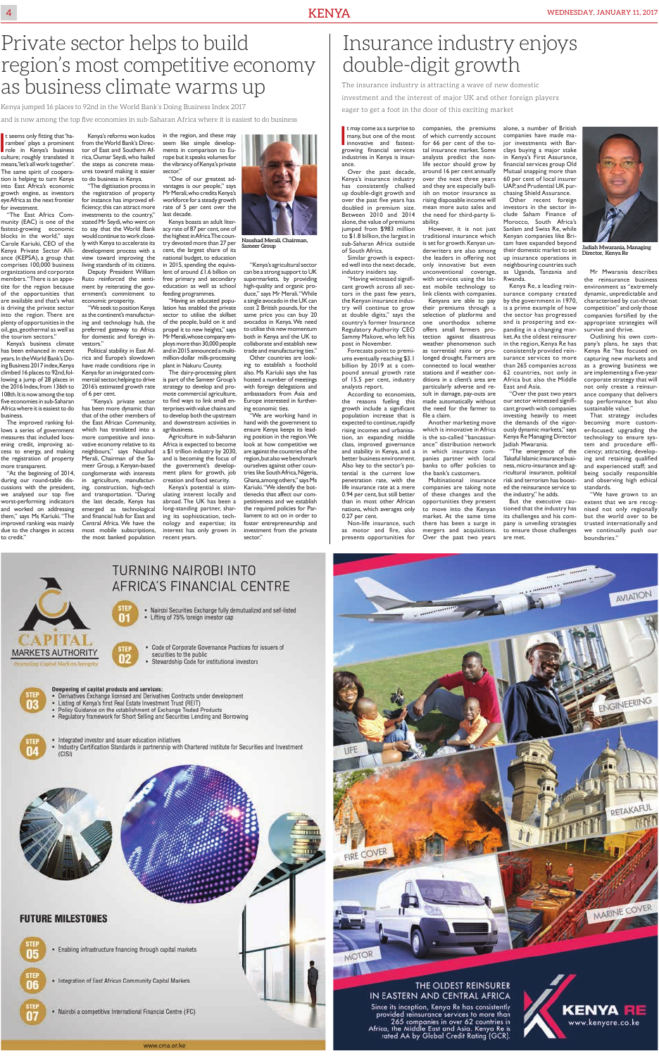# Private sector helps to build region's most competitive economy as business climate warms up

Kenya jumped 16 places to 92nd in the World Bank's Doing Business Index 2017 and is now among the top five economies in sub-Saharan Africa where it is easiest to do business

It seems only fitting that 'harambee' plays a prominent role in Kenya's business culture; roughly translated it means, 'let's all work together'. The same spirit of cooperation is helping to turn Kenya into East Africa's economic growth engine, as investors eye Africa as the next frontier for investment.

"The East Africa Community (EAC) is one of the fastest-growing economic blocks in the world," says Carole Kariuki, CEO of the Kenya Private Sector Alliance (KEPSA), a group that comprises 100,000 business organizations and corporate members. "There is an appetite for the region because of the opportunities that are available and that's what is driving the private sector into the region. There are plenty of opportunities in the oil, gas, geothermal as well as the tourism sectors."

Kenya's business climate has been enhanced in recent years. In the World Bank's Doing Business 2017 index, Kenya climbed 16 places to 92nd, following a jump of 28 places in the 2016 Index, from 136th to 108th. It is now among the top five economies in sub-Saharan Africa where it is easiest to do business.

The improved ranking follows a series of government measures that included loosening credit, improving access to energy, and making the registration of property more transparent.

"At the beginning of 2014, during our round-table discussions with the president, we analysed our top five worst-performing indicators and worked on addressing them," says Ms Kariuki. "The improved ranking was mainly due to the changes in access to credit."

Kenya's reforms won kudos from the World Bank's Director of East and Southern Africa, Oumar Seydi, who hailed the steps as concrete measures toward making it easier to do business in Kenya.

"The digitisation process in the registration of property for instance has improved efficiency; this can attract more investments to the country," stated Mr Seydi, who went on to say that the World Bank would continue to work closely with Kenya to accelerate its development process with a view toward improving the living standards of its citizens.

Deputy President William Ruto reinforced the sentiment by reiterating the government's commitment to economic prosperity.

"We seek to position Kenya as the continent's manufacturing and technology hub, the preferred gateway to Africa for domestic and foreign investors."

Political stability in East Africa and Europe's slowdown have made conditions ripe in Kenya for an invigorated commercial sector, helping to drive 2016's estimated growth rate of 6 per cent.

"Kenya's private sector has been more dynamic than that of the other members of the East African Community, which has translated into a more competitive and innovative economy relative to its neighbours," says Naushad Merali, Chairman of the Sameer Group, a Kenyan-based conglomerate with interests in agriculture, manufacturing, construction, high-tech and transportation. "During the last decade, Kenya has emerged as technological and financial hub for East and Central Africa. We have the most mobile subscriptions, the most banked population in the region, and these may seem like simple developments in comparison to Europe but it speaks volumes for the vibrancy of Kenya's private sector."

"One of our greatest advantages is our people," says Mr Merali, who credits Kenya's workforce for a steady growth rate of 5 per cent over the last decade.

Kenya boasts an adult literacy rate of 87 per cent, one of the highest in Africa. The country devoted more than 27 per cent, the largest share of its national budget, to education in 2015, spending the equivalent of around £1.6 billion on free primary and secondary education as well as school feeding programmes.

"Having an educated population has enabled the private sector to utilise the skillset of the people, build on it and propel it to new heights," says Mr Merali, whose company employs more than 30,000 people and in 2015 announced a multi-million-dollar milk-processing plant in Nakuru County.

The dairy-processing plant is part of the Sameer Group's strategy to develop and promote commercial agriculture, to find ways to link small enterprises with value chains and to develop both the upstream and downstream activities in agribusiness.

Agriculture in sub-Saharan Africa is expected to become a $1 trillion industry by 2030, and is becoming the focus of the government's development plans for growth, job creation and food security.

Kenya's potential is stimulating interest locally and abroad. The UK has been a long-standing partner, sharing its sophistication, technology and expertise; its interest has only grown in recent years.

Naushad Merali, Chairman, Sameer Group

"Kenya's agricultural sector can be a strong support to UK supermarkets, by providing high-quality and organic produce," says Mr Merali. "While a single avocado in the UK can cost 2 British pounds, for the same price you can buy 20 avocados in Kenya. We need to utilise this new momentum both in Kenya and the UK to collaborate and establish new trade and manufacturing ties."

Other countries are looking to establish a foothold also. Ms Kariuki says she has hosted a number of meetings with foreign delegations and ambassadors from Asia and Europe interested in furthering economic ties.

"We are working hand in hand with the government to ensure Kenya keeps its leading position in the region. We look at how competitive we are against the countries of the region, but also we benchmark ourselves against other countries like South Africa, Nigeria, Ghana, among others," says Ms Kariuki. "We identify the bottlenecks that affect our competitiveness and we establish the required policies for Parliament to act on in order to foster entrepreneurship and investment from the private sector."

# Insurance industry enjoys double-digit growth

The insurance industry is attracting a wave of new domestic investment and the interest of major UK and other foreign players eager to get a foot in the door of this exciting market

It may come as a surprise to many, but one of the most innovative and fastest-growing financial services industries in Kenya is insurance.

Over the past decade, Kenya's insurance industry has consistently chalked up double-digit growth and over the past five years has doubled in premium size. Between 2010 and 2014 alone, the value of premiums jumped from $983 million to $1.8 billion, the largest in sub-Saharan Africa outside of South Africa.

Similar growth is expected well into the next decade, industry insiders say.

"Having witnessed significant growth across all sectors in the past few years, the Kenyan insurance industry will continue to grow at double digits," says the country's former Insurance Regulatory Authority CEO Sammy Makove, who left his post in November.

Forecasts point to premiums eventually reaching $3.1 billion by 2019 at a compound annual growth rate of 15.5 per cent, industry analysts report.

According to economists, the reasons fueling this growth include a significant population increase that is expected to continue, rapidly rising incomes and urbanisation, an expanding middle class, improved governance and stability in Kenya, and a better business environment. Also key to the sector's potential is the current low penetration rate, with the life insurance rate at a mere 0.94 per cent, but still better than in most other African nations, which average only 0.27 per cent.

Non-life insurance, such as motor and fire, also presents opportunities for companies, the premiums of which currently account for 66 per cent of the total insurance market. Some analysts predict the non-life sector should grow by around 16 per cent annually over the next three years and they are especially bullish on motor insurance as rising disposable income will mean more auto sales and the need for third-party liability.

However, it is not just traditional insurance which is set for growth. Kenyan underwriters are also among the leaders in offering not only innovative but even unconventional coverage, with services using the latest mobile technology to link clients with companies.

Kenyans are able to pay their premiums through a selection of platforms and one unorthodox scheme offers small farmers protection against disastrous weather phenomenon such as torrential rains or prolonged drought. Farmers are connected to local weather stations and if weather conditions in a client's area are particularly adverse and result in damage, pay-outs are made automatically without the need for the farmer to file a claim.

Another marketing move which is innovative in Africa is the so-called "bancassurance" distribution network in which insurance companies partner with local banks to offer policies to the bank's customers.

Multinational insurance companies are taking note of these changes and the opportunities they present to move into the Kenyan market. At the same time there has been a surge in mergers and acquisitions. Over the past two years alone, a number of British companies have made major investments with Barclays buying a major stake in Kenya's First Assurance, financial services group Old Mutual snapping more than 60 per cent of local insurer UAP, and Prudential UK purchasing Shield Assurance.

Other recent foreign investors in the sector include Saham Finance of Morocco, South Africa's Sanlam and Swiss Re, while Kenyan companies like Britam have expanded beyond their domestic market to set up insurance operations in neighbouring countries such as Uganda, Tanzania and Rwanda.

Kenya Re, a leading reinsurance company created by the government in 1970, is a prime example of how the sector has progressed and is prospering and expanding in a changing market. As the oldest reinsurer in the region, Kenya Re has consistently provided reinsurance services to more than 265 companies across 62 countries, not only in Africa but also the Middle East and Asia.

"Over the past two years our sector witnessed significant growth with companies investing heavily to meet the demands of the vigorously dynamic markets," says Kenya Re Managing Director Jadiah Mwarania.

"The emergence of the Takaful Islamic insurance business, micro-insurance and agricultural insurance, political risk and terrorism has boosted the reinsurance service to the industry," he adds.

But the executive cautioned that the industry has its challenges and his company is unveiling strategies to ensure those challenges are met.

Jadiah Mwarania, Managing Director, Kenya Re

Mr Mwarania describes the reinsurance business environment as "extremely dynamic, unpredictable and characterised by cut-throat competition" and only those companies fortified by the appropriate strategies will survive and thrive.

Outlining his own company's plans, he says that Kenya Re "has focused on capturing new markets and as a growing business we are implementing a five-year corporate strategy that will not only create a reinsurance company that delivers top performance but also sustainable value."

That strategy includes becoming more customer-focused; upgrading the technology to ensure system and procedure efficiency; attracting, developing and retaining qualified and experienced staff; and being socially responsible and observing high ethical standards.

"We have grown to an extent that we are recognised not only regionally but the world over to be trusted internationally and we continually push our boundaries."

---

## TURNING NAIROBI INTO AFRICA'S FINANCIAL CENTRE

CAPITAL MARKETS AUTHORITY — Promoting Capital Markets Integrity

**STEP 01**
- Nairobi Securities Exchange fully demutualized and self-listed
- Lifting of 75% foreign investor cap

**STEP 02**
- Code of Corporate Governance Practices for issuers of securities to the public
- Stewardship Code for institutional investors

**STEP 03**
**Deepening of capital products and services:**
- Derivatives Exchange licensed and Derivatives Contracts under development
- Listing of Kenya's first Real Estate Investment Trust (REIT)
- Policy Guidance on the establishment of Exchange Traded Products
- Regulatory framework for Short Selling and Securities Lending and Borrowing

**STEP 04**
- Integrated investor and issuer education initiatives
- Industry Certification Standards in partnership with Chartered Institute for Securities and Investment (CISI)

**FUTURE MILESTONES**

**STEP 05**
- Enabling infrastructure financing through capital markets

**STEP 06**
- Integration of East African Community Capital Markets

**STEP 07**
- Nairobi a competitive International Financial Centre (IFC)

www.cma.or.ke

---

AVIATION · ENGINEERING · LIFE · RETAKAFUL · FIRE COVER · MARINE COVER · MOTOR

THE OLDEST REINSURER IN EASTERN AND CENTRAL AFRICA

Since its inception, Kenya Re has consistently provided reinsurance services to more than 265 companies in over 62 countries in Africa, the Middle East and Asia. Kenya Re is rated AA by Global Credit Rating (GCR).

KENYA RE
www.kenyare.co.ke